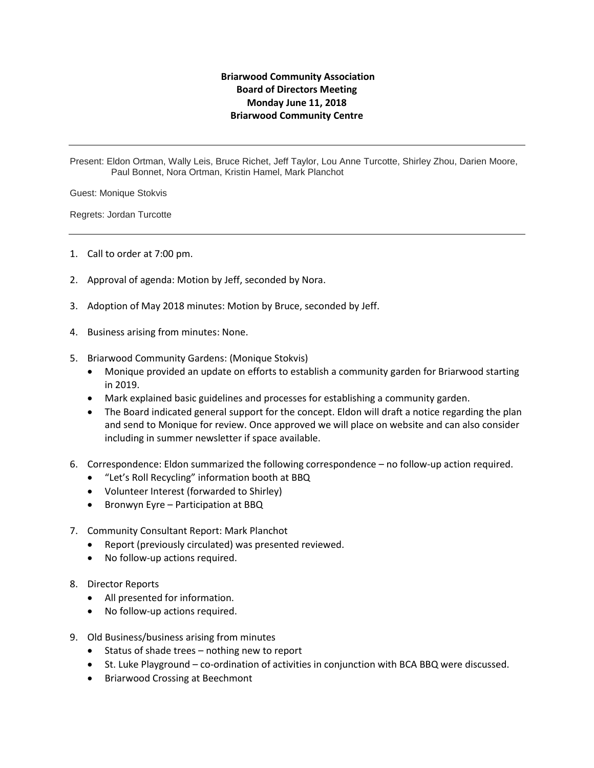**Briarwood Community Association**
**Board of Directors Meeting**
**Monday June 11, 2018**
**Briarwood Community Centre**

---

Present: Eldon Ortman, Wally Leis, Bruce Richet, Jeff Taylor, Lou Anne Turcotte, Shirley Zhou, Darien Moore, Paul Bonnet, Nora Ortman, Kristin Hamel, Mark Planchot

Guest: Monique Stokvis

Regrets: Jordan Turcotte

---

1. Call to order at 7:00 pm.
2. Approval of agenda: Motion by Jeff, seconded by Nora.
3. Adoption of May 2018 minutes: Motion by Bruce, seconded by Jeff.
4. Business arising from minutes: None.
5. Briarwood Community Gardens: (Monique Stokvis)
   - Monique provided an update on efforts to establish a community garden for Briarwood starting in 2019.
   - Mark explained basic guidelines and processes for establishing a community garden.
   - The Board indicated general support for the concept. Eldon will draft a notice regarding the plan and send to Monique for review. Once approved we will place on website and can also consider including in summer newsletter if space available.
6. Correspondence: Eldon summarized the following correspondence – no follow-up action required.
   - "Let's Roll Recycling" information booth at BBQ
   - Volunteer Interest (forwarded to Shirley)
   - Bronwyn Eyre – Participation at BBQ
7. Community Consultant Report: Mark Planchot
   - Report (previously circulated) was presented reviewed.
   - No follow-up actions required.
8. Director Reports
   - All presented for information.
   - No follow-up actions required.
9. Old Business/business arising from minutes
   - Status of shade trees – nothing new to report
   - St. Luke Playground – co-ordination of activities in conjunction with BCA BBQ were discussed.
   - Briarwood Crossing at Beechmont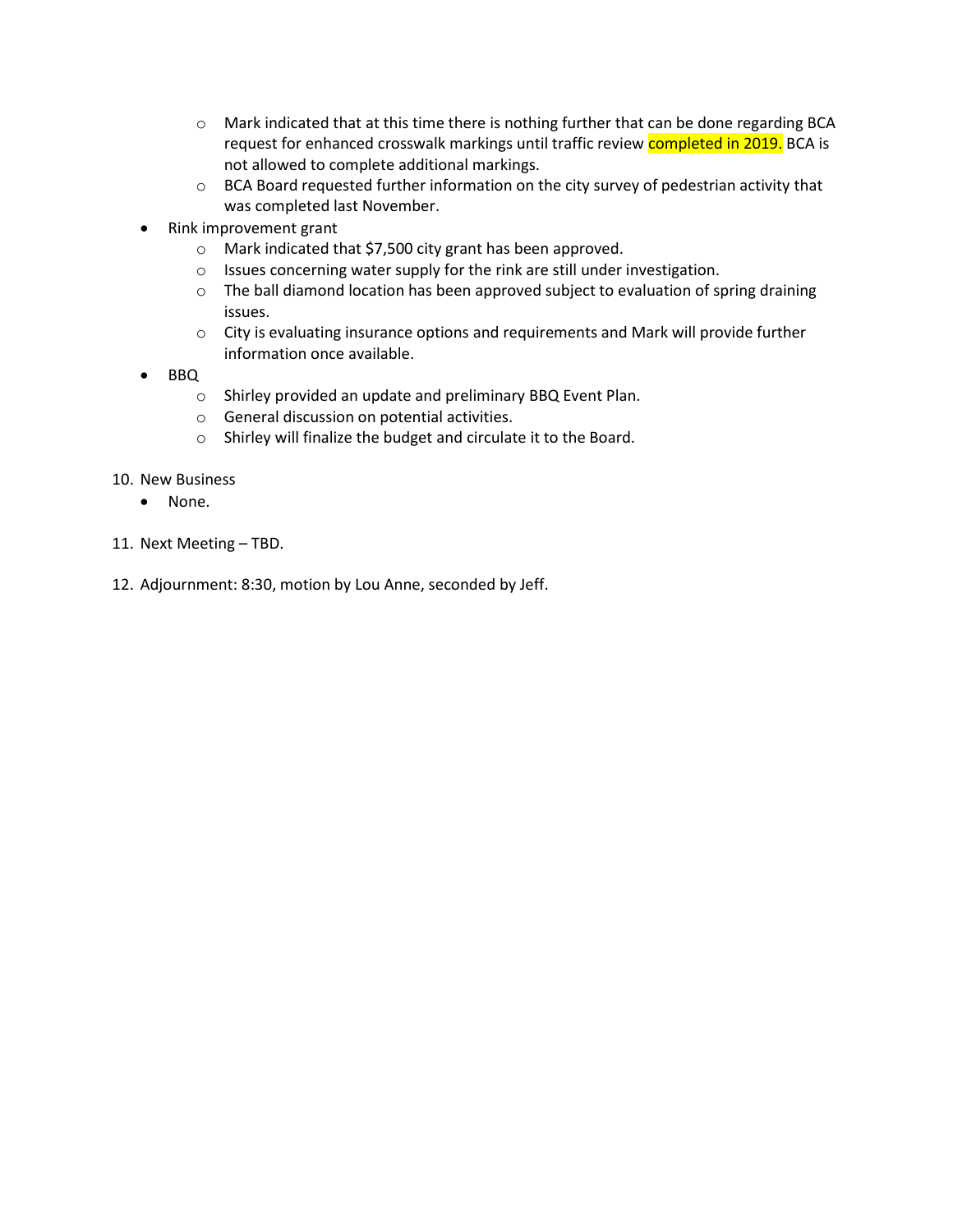- Mark indicated that at this time there is nothing further that can be done regarding BCA request for enhanced crosswalk markings until traffic review completed in 2019. BCA is not allowed to complete additional markings.
    - BCA Board requested further information on the city survey of pedestrian activity that was completed last November.
- Rink improvement grant
    - Mark indicated that $7,500 city grant has been approved.
    - Issues concerning water supply for the rink are still under investigation.
    - The ball diamond location has been approved subject to evaluation of spring draining issues.
    - City is evaluating insurance options and requirements and Mark will provide further information once available.
- BBQ
    - Shirley provided an update and preliminary BBQ Event Plan.
    - General discussion on potential activities.
    - Shirley will finalize the budget and circulate it to the Board.

10. New Business
    - None.

11. Next Meeting – TBD.

12. Adjournment: 8:30, motion by Lou Anne, seconded by Jeff.